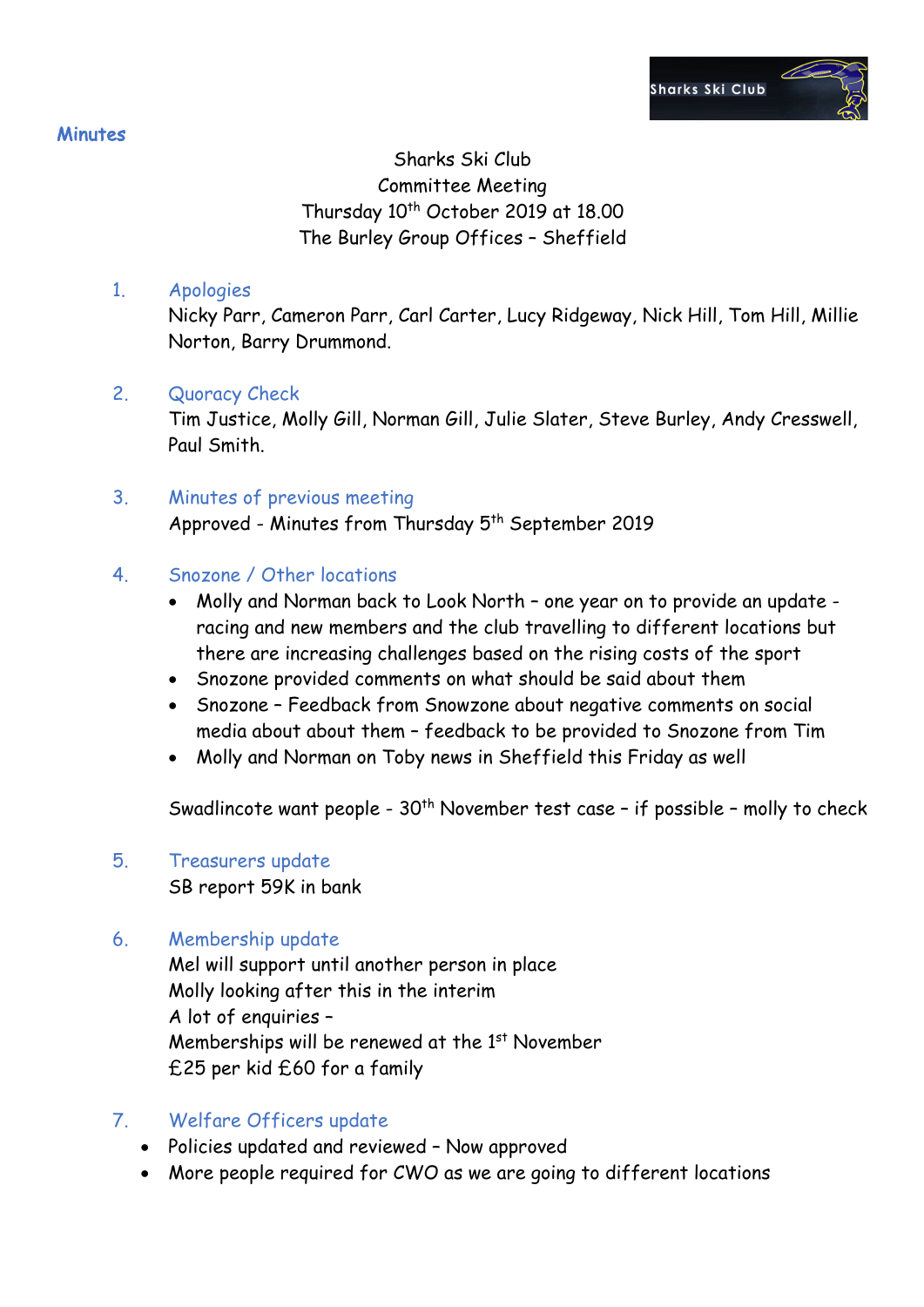## Minutes

Sharks Ski Club
Committee Meeting
Thursday 10th October 2019 at 18.00
The Burley Group Offices – Sheffield

### 1. Apologies

Nicky Parr, Cameron Parr, Carl Carter, Lucy Ridgeway, Nick Hill, Tom Hill, Millie Norton, Barry Drummond.

### 2. Quoracy Check

Tim Justice, Molly Gill, Norman Gill, Julie Slater, Steve Burley, Andy Cresswell, Paul Smith.

### 3. Minutes of previous meeting

Approved - Minutes from Thursday 5th September 2019

### 4. Snozone / Other locations

- Molly and Norman back to Look North – one year on to provide an update - racing and new members and the club travelling to different locations but there are increasing challenges based on the rising costs of the sport
- Snozone provided comments on what should be said about them
- Snozone – Feedback from Snowzone about negative comments on social media about about them – feedback to be provided to Snozone from Tim
- Molly and Norman on Toby news in Sheffield this Friday as well

Swadlincote want people - 30th November test case – if possible – molly to check

### 5. Treasurers update

SB report 59K in bank

### 6. Membership update

Mel will support until another person in place
Molly looking after this in the interim
A lot of enquiries –
Memberships will be renewed at the 1st November
£25 per kid £60 for a family

### 7. Welfare Officers update

- Policies updated and reviewed – Now approved
- More people required for CWO as we are going to different locations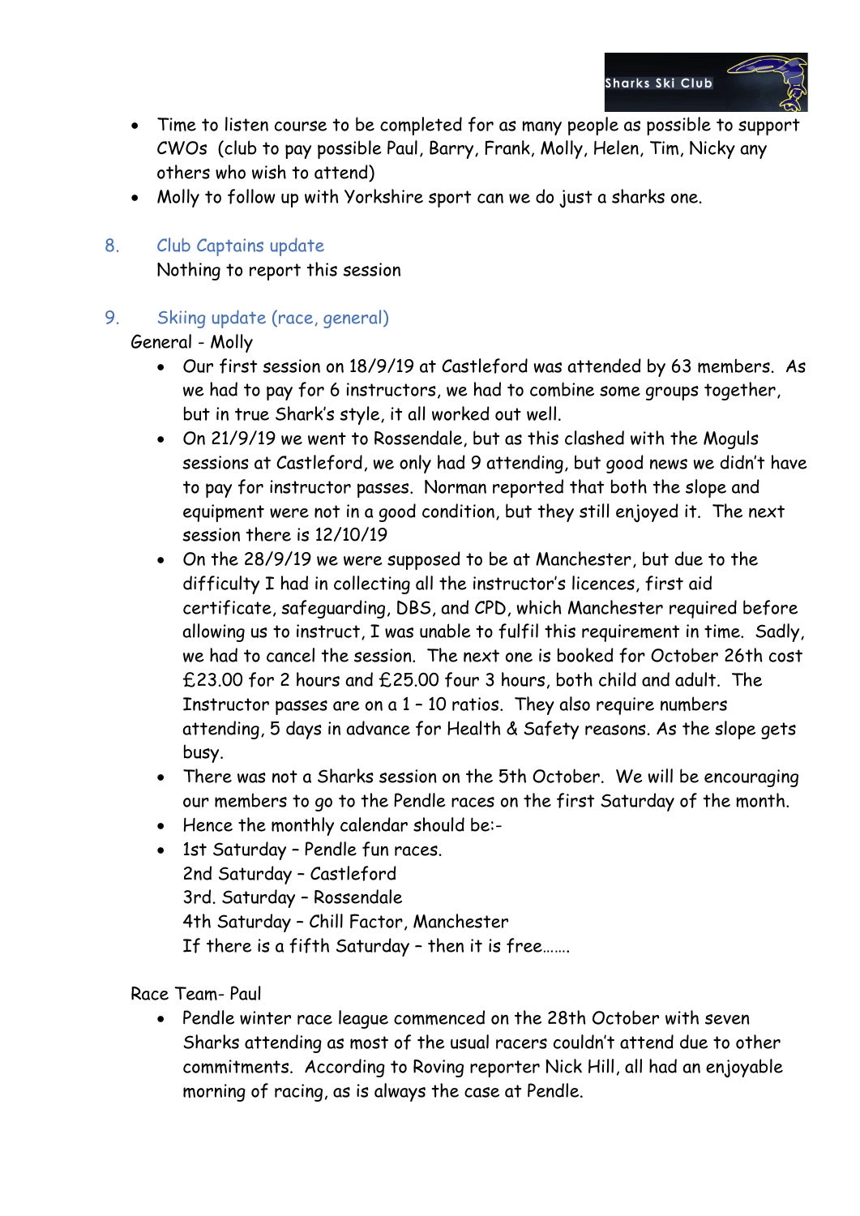- Time to listen course to be completed for as many people as possible to support CWOs (club to pay possible Paul, Barry, Frank, Molly, Helen, Tim, Nicky any others who wish to attend)
- Molly to follow up with Yorkshire sport can we do just a sharks one.

8. Club Captains update

   Nothing to report this session

9. Skiing update (race, general)

General - Molly

- Our first session on 18/9/19 at Castleford was attended by 63 members. As we had to pay for 6 instructors, we had to combine some groups together, but in true Shark's style, it all worked out well.
- On 21/9/19 we went to Rossendale, but as this clashed with the Moguls sessions at Castleford, we only had 9 attending, but good news we didn't have to pay for instructor passes. Norman reported that both the slope and equipment were not in a good condition, but they still enjoyed it. The next session there is 12/10/19
- On the 28/9/19 we were supposed to be at Manchester, but due to the difficulty I had in collecting all the instructor's licences, first aid certificate, safeguarding, DBS, and CPD, which Manchester required before allowing us to instruct, I was unable to fulfil this requirement in time. Sadly, we had to cancel the session. The next one is booked for October 26th cost £23.00 for 2 hours and £25.00 four 3 hours, both child and adult. The Instructor passes are on a 1 – 10 ratios. They also require numbers attending, 5 days in advance for Health & Safety reasons. As the slope gets busy.
- There was not a Sharks session on the 5th October. We will be encouraging our members to go to the Pendle races on the first Saturday of the month.
- Hence the monthly calendar should be:-
- 1st Saturday – Pendle fun races.
  2nd Saturday – Castleford
  3rd. Saturday – Rossendale
  4th Saturday – Chill Factor, Manchester
  If there is a fifth Saturday – then it is free…….

Race Team- Paul

- Pendle winter race league commenced on the 28th October with seven Sharks attending as most of the usual racers couldn't attend due to other commitments. According to Roving reporter Nick Hill, all had an enjoyable morning of racing, as is always the case at Pendle.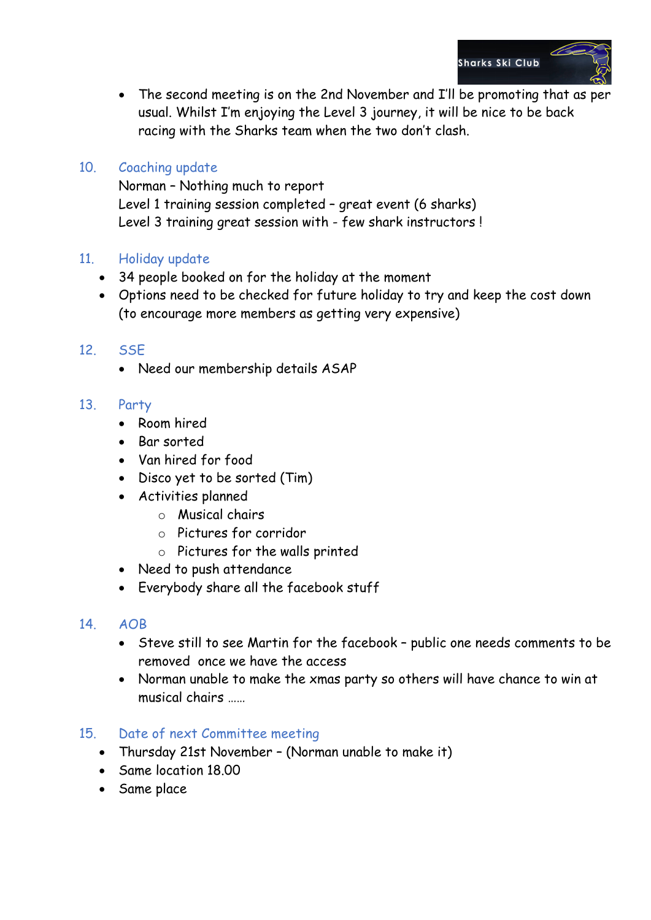- The second meeting is on the 2nd November and I'll be promoting that as per usual. Whilst I'm enjoying the Level 3 journey, it will be nice to be back racing with the Sharks team when the two don't clash.

## 10. Coaching update

Norman – Nothing much to report
Level 1 training session completed – great event (6 sharks)
Level 3 training great session with - few shark instructors !

## 11. Holiday update

- 34 people booked on for the holiday at the moment
- Options need to be checked for future holiday to try and keep the cost down (to encourage more members as getting very expensive)

## 12. SSE

- Need our membership details ASAP

## 13. Party

- Room hired
- Bar sorted
- Van hired for food
- Disco yet to be sorted (Tim)
- Activities planned
  - Musical chairs
  - Pictures for corridor
  - Pictures for the walls printed
- Need to push attendance
- Everybody share all the facebook stuff

## 14. AOB

- Steve still to see Martin for the facebook – public one needs comments to be removed once we have the access
- Norman unable to make the xmas party so others will have chance to win at musical chairs ……

## 15. Date of next Committee meeting

- Thursday 21st November – (Norman unable to make it)
- Same location 18.00
- Same place